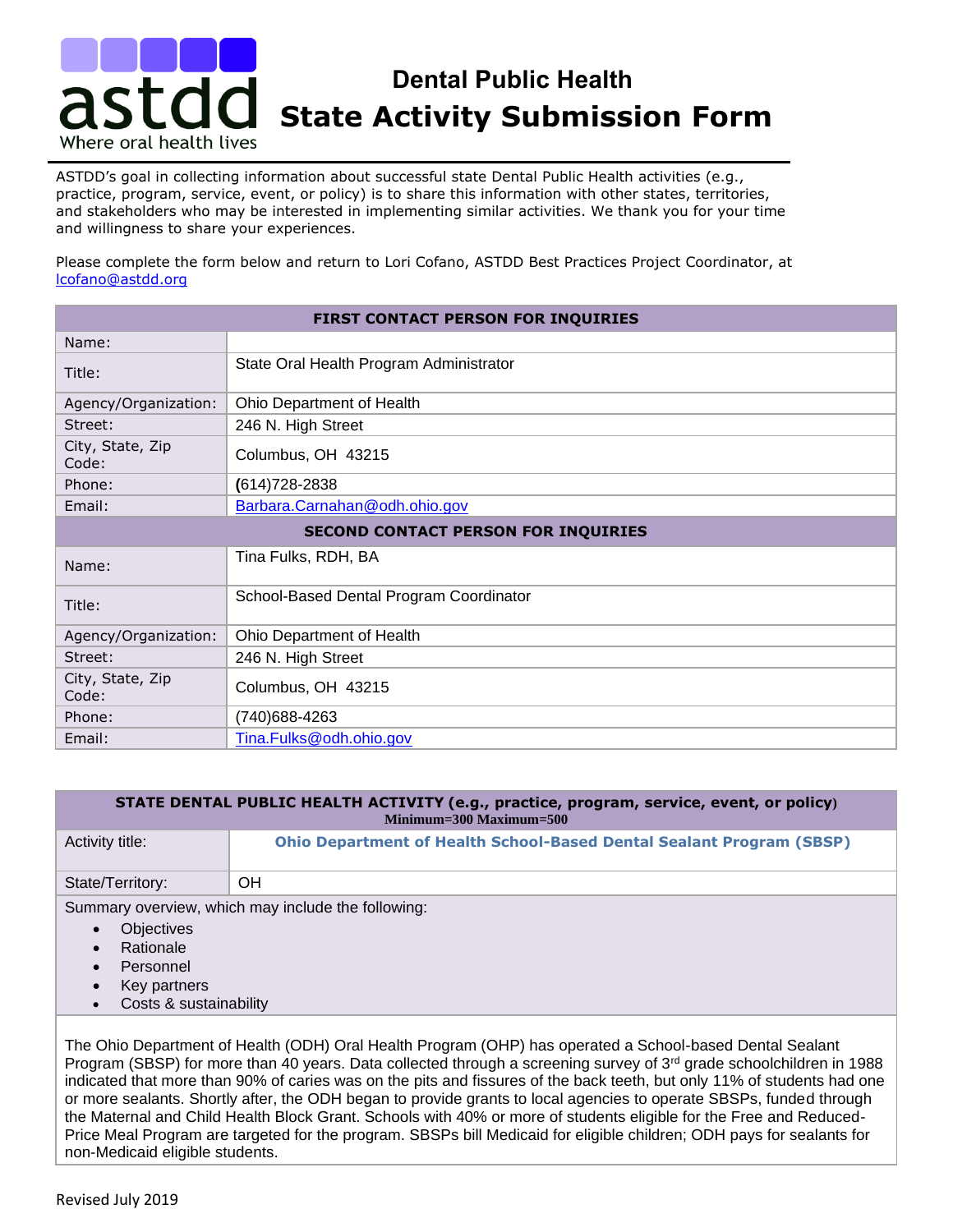# Dental Public Health State Activity Submission Form

ASTDD's goal in collecting information about successful state Dental Public Health activities (e.g., practice, program, service, event, or policy) is to share this information with other states, territories, and stakeholders who may be interested in implementing similar activities. We thank you for your time and willingness to share your experiences.

Please complete the form below and return to Lori Cofano, ASTDD Best Practices Project Coordinator, at lcofano@astdd.org

| FIRST CONTACT PERSON FOR INQUIRIES | |
|---|---|
| Name: | |
| Title: | State Oral Health Program Administrator |
| Agency/Organization: | Ohio Department of Health |
| Street: | 246 N. High Street |
| City, State, Zip Code: | Columbus, OH 43215 |
| Phone: | (614)728-2838 |
| Email: | Barbara.Carnahan@odh.ohio.gov |
| **SECOND CONTACT PERSON FOR INQUIRIES** | |
| Name: | Tina Fulks, RDH, BA |
| Title: | School-Based Dental Program Coordinator |
| Agency/Organization: | Ohio Department of Health |
| Street: | 246 N. High Street |
| City, State, Zip Code: | Columbus, OH 43215 |
| Phone: | (740)688-4263 |
| Email: | Tina.Fulks@odh.ohio.gov |

| STATE DENTAL PUBLIC HEALTH ACTIVITY (e.g., practice, program, service, event, or policy) Minimum=300 Maximum=500 | |
|---|---|
| Activity title: | **Ohio Department of Health School-Based Dental Sealant Program (SBSP)** |
| State/Territory: | OH |

Summary overview, which may include the following:

- Objectives
- Rationale
- Personnel
- Key partners
- Costs & sustainability

The Ohio Department of Health (ODH) Oral Health Program (OHP) has operated a School-based Dental Sealant Program (SBSP) for more than 40 years. Data collected through a screening survey of 3rd grade schoolchildren in 1988 indicated that more than 90% of caries was on the pits and fissures of the back teeth, but only 11% of students had one or more sealants. Shortly after, the ODH began to provide grants to local agencies to operate SBSPs, funded through the Maternal and Child Health Block Grant. Schools with 40% or more of students eligible for the Free and Reduced-Price Meal Program are targeted for the program. SBSPs bill Medicaid for eligible children; ODH pays for sealants for non-Medicaid eligible students.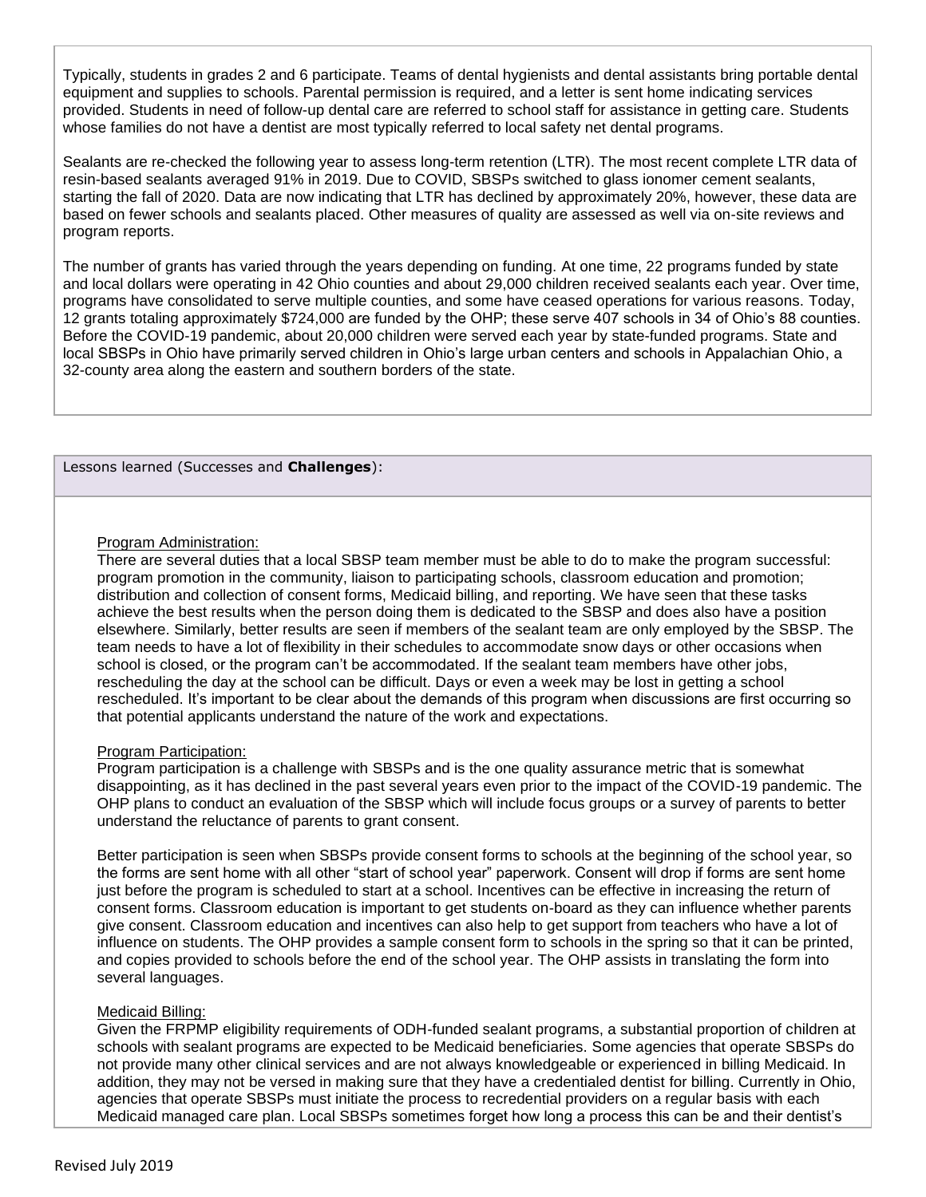Typically, students in grades 2 and 6 participate. Teams of dental hygienists and dental assistants bring portable dental equipment and supplies to schools. Parental permission is required, and a letter is sent home indicating services provided. Students in need of follow-up dental care are referred to school staff for assistance in getting care. Students whose families do not have a dentist are most typically referred to local safety net dental programs.

Sealants are re-checked the following year to assess long-term retention (LTR). The most recent complete LTR data of resin-based sealants averaged 91% in 2019. Due to COVID, SBSPs switched to glass ionomer cement sealants, starting the fall of 2020. Data are now indicating that LTR has declined by approximately 20%, however, these data are based on fewer schools and sealants placed. Other measures of quality are assessed as well via on-site reviews and program reports.

The number of grants has varied through the years depending on funding. At one time, 22 programs funded by state and local dollars were operating in 42 Ohio counties and about 29,000 children received sealants each year. Over time, programs have consolidated to serve multiple counties, and some have ceased operations for various reasons. Today, 12 grants totaling approximately $724,000 are funded by the OHP; these serve 407 schools in 34 of Ohio's 88 counties. Before the COVID-19 pandemic, about 20,000 children were served each year by state-funded programs. State and local SBSPs in Ohio have primarily served children in Ohio's large urban centers and schools in Appalachian Ohio, a 32-county area along the eastern and southern borders of the state.

Lessons learned (Successes and **Challenges**):

Program Administration:
There are several duties that a local SBSP team member must be able to do to make the program successful: program promotion in the community, liaison to participating schools, classroom education and promotion; distribution and collection of consent forms, Medicaid billing, and reporting. We have seen that these tasks achieve the best results when the person doing them is dedicated to the SBSP and does also have a position elsewhere. Similarly, better results are seen if members of the sealant team are only employed by the SBSP. The team needs to have a lot of flexibility in their schedules to accommodate snow days or other occasions when school is closed, or the program can't be accommodated. If the sealant team members have other jobs, rescheduling the day at the school can be difficult. Days or even a week may be lost in getting a school rescheduled. It's important to be clear about the demands of this program when discussions are first occurring so that potential applicants understand the nature of the work and expectations.

Program Participation:
Program participation is a challenge with SBSPs and is the one quality assurance metric that is somewhat disappointing, as it has declined in the past several years even prior to the impact of the COVID-19 pandemic. The OHP plans to conduct an evaluation of the SBSP which will include focus groups or a survey of parents to better understand the reluctance of parents to grant consent.

Better participation is seen when SBSPs provide consent forms to schools at the beginning of the school year, so the forms are sent home with all other "start of school year" paperwork. Consent will drop if forms are sent home just before the program is scheduled to start at a school. Incentives can be effective in increasing the return of consent forms. Classroom education is important to get students on-board as they can influence whether parents give consent. Classroom education and incentives can also help to get support from teachers who have a lot of influence on students. The OHP provides a sample consent form to schools in the spring so that it can be printed, and copies provided to schools before the end of the school year. The OHP assists in translating the form into several languages.

Medicaid Billing:
Given the FRPMP eligibility requirements of ODH-funded sealant programs, a substantial proportion of children at schools with sealant programs are expected to be Medicaid beneficiaries. Some agencies that operate SBSPs do not provide many other clinical services and are not always knowledgeable or experienced in billing Medicaid. In addition, they may not be versed in making sure that they have a credentialed dentist for billing. Currently in Ohio, agencies that operate SBSPs must initiate the process to recredential providers on a regular basis with each Medicaid managed care plan. Local SBSPs sometimes forget how long a process this can be and their dentist's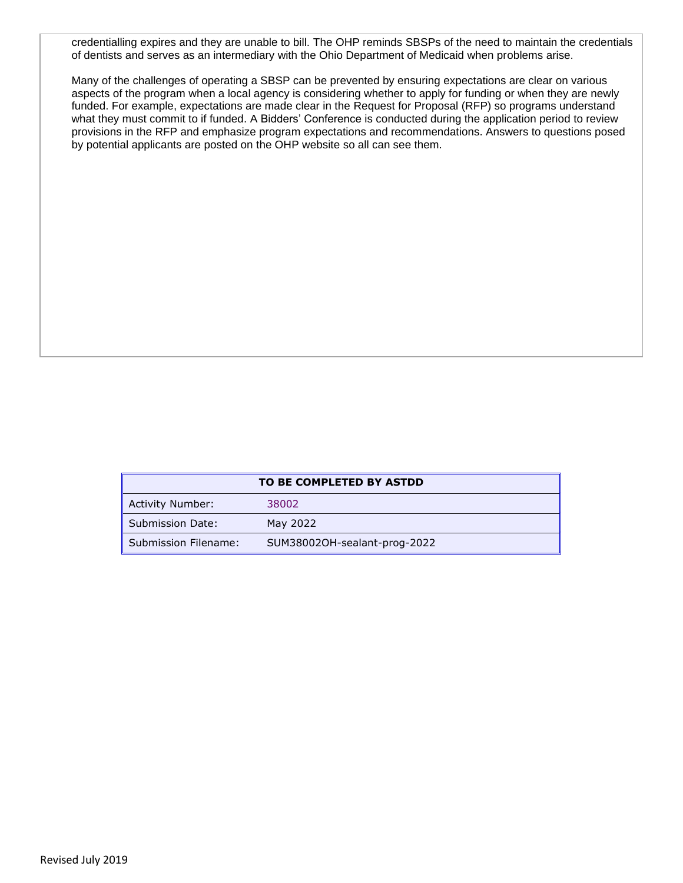credentialling expires and they are unable to bill. The OHP reminds SBSPs of the need to maintain the credentials of dentists and serves as an intermediary with the Ohio Department of Medicaid when problems arise.

Many of the challenges of operating a SBSP can be prevented by ensuring expectations are clear on various aspects of the program when a local agency is considering whether to apply for funding or when they are newly funded. For example, expectations are made clear in the Request for Proposal (RFP) so programs understand what they must commit to if funded. A Bidders' Conference is conducted during the application period to review provisions in the RFP and emphasize program expectations and recommendations. Answers to questions posed by potential applicants are posted on the OHP website so all can see them.

| TO BE COMPLETED BY ASTDD | |
|---|---|
| Activity Number: | 38002 |
| Submission Date: | May 2022 |
| Submission Filename: | SUM38002OH-sealant-prog-2022 |

Revised July 2019